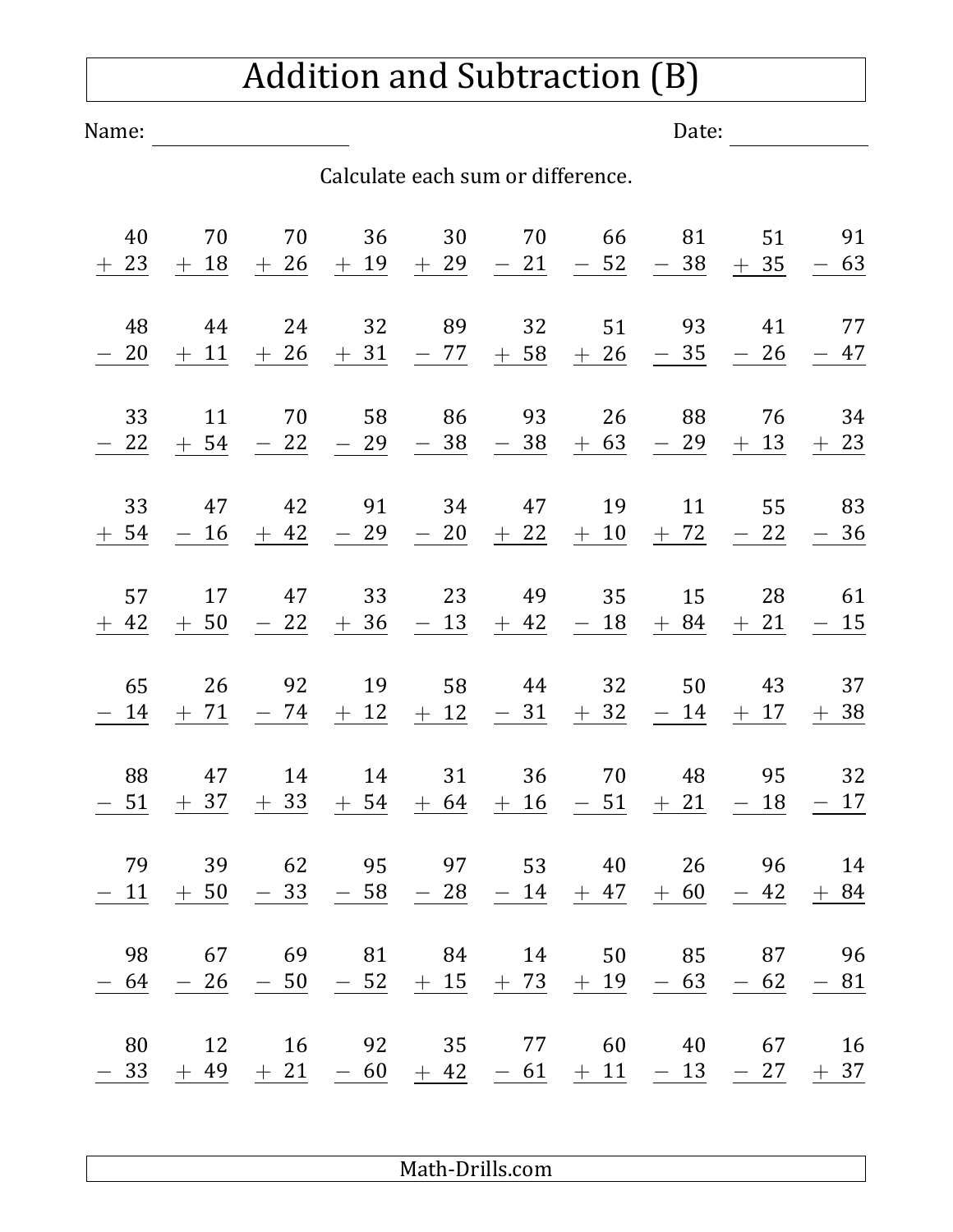# Addition and Subtraction (B)

Name: ____________________ Date: ______________

Calculate each sum or difference.

| | | | | | | | | | |
|---|---|---|---|---|---|---|---|---|---|
| $40 + 23$ | $70 + 18$ | $70 + 26$ | $36 + 19$ | $30 + 29$ | $70 - 21$ | $66 - 52$ | $81 - 38$ | $51 + 35$ | $91 - 63$ |
| $48 - 20$ | $44 + 11$ | $24 + 26$ | $32 + 31$ | $89 - 77$ | $32 + 58$ | $51 + 26$ | $93 - 35$ | $41 - 26$ | $77 - 47$ |
| $33 - 22$ | $11 + 54$ | $70 - 22$ | $58 - 29$ | $86 - 38$ | $93 - 38$ | $26 + 63$ | $88 - 29$ | $76 + 13$ | $34 + 23$ |
| $33 + 54$ | $47 - 16$ | $42 + 42$ | $91 - 29$ | $34 - 20$ | $47 + 22$ | $19 + 10$ | $11 + 72$ | $55 - 22$ | $83 - 36$ |
| $57 + 42$ | $17 + 50$ | $47 - 22$ | $33 + 36$ | $23 - 13$ | $49 + 42$ | $35 - 18$ | $15 + 84$ | $28 + 21$ | $61 - 15$ |
| $65 - 14$ | $26 + 71$ | $92 - 74$ | $19 + 12$ | $58 + 12$ | $44 - 31$ | $32 + 32$ | $50 - 14$ | $43 + 17$ | $37 + 38$ |
| $88 - 51$ | $47 + 37$ | $14 + 33$ | $14 + 54$ | $31 + 64$ | $36 + 16$ | $70 - 51$ | $48 + 21$ | $95 - 18$ | $32 - 17$ |
| $79 - 11$ | $39 + 50$ | $62 - 33$ | $95 - 58$ | $97 - 28$ | $53 - 14$ | $40 + 47$ | $26 + 60$ | $96 - 42$ | $14 + 84$ |
| $98 - 64$ | $67 - 26$ | $69 - 50$ | $81 - 52$ | $84 + 15$ | $14 + 73$ | $50 + 19$ | $85 - 63$ | $87 - 62$ | $96 - 81$ |
| $80 - 33$ | $12 + 49$ | $16 + 21$ | $92 - 60$ | $35 + 42$ | $77 - 61$ | $60 + 11$ | $40 - 13$ | $67 - 27$ | $16 + 37$ |

Math-Drills.com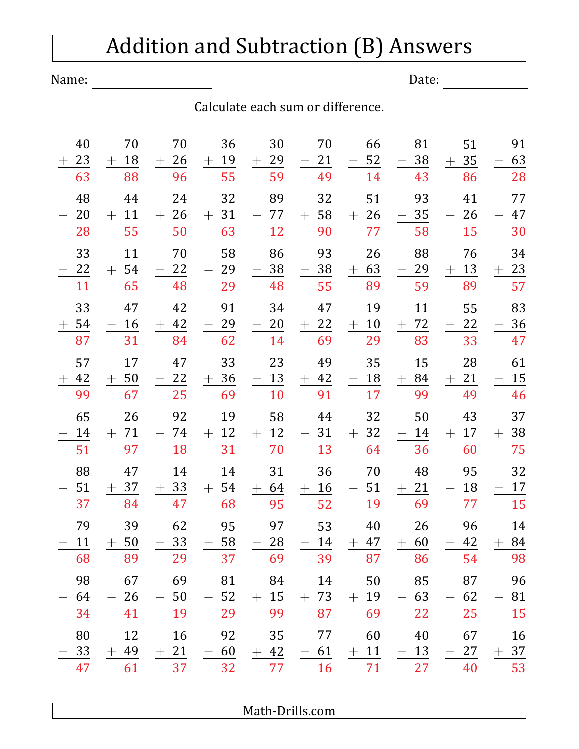# Addition and Subtraction (B) Answers

Name: ____________________ Date: ______________

Calculate each sum or difference.

| | | | | | | | | | |
|---|---|---|---|---|---|---|---|---|---|
| $40 + 23 = 63$ | $70 + 18 = 88$ | $70 + 26 = 96$ | $36 + 19 = 55$ | $30 + 29 = 59$ | $70 - 21 = 49$ | $66 - 52 = 14$ | $81 - 38 = 43$ | $51 + 35 = 86$ | $91 - 63 = 28$ |
| $48 - 20 = 28$ | $44 + 11 = 55$ | $24 + 26 = 50$ | $32 + 31 = 63$ | $89 - 77 = 12$ | $32 + 58 = 90$ | $51 + 26 = 77$ | $93 - 35 = 58$ | $41 - 26 = 15$ | $77 - 47 = 30$ |
| $33 - 22 = 11$ | $11 + 54 = 65$ | $70 - 22 = 48$ | $58 - 29 = 29$ | $86 - 38 = 48$ | $93 - 38 = 55$ | $26 + 63 = 89$ | $88 - 29 = 59$ | $76 + 13 = 89$ | $34 + 23 = 57$ |
| $33 + 54 = 87$ | $47 - 16 = 31$ | $42 + 42 = 84$ | $91 - 29 = 62$ | $34 - 20 = 14$ | $47 + 22 = 69$ | $19 + 10 = 29$ | $11 + 72 = 83$ | $55 - 22 = 33$ | $83 - 36 = 47$ |
| $57 + 42 = 99$ | $17 + 50 = 67$ | $47 - 22 = 25$ | $33 + 36 = 69$ | $23 - 13 = 10$ | $49 + 42 = 91$ | $35 - 18 = 17$ | $15 + 84 = 99$ | $28 + 21 = 49$ | $61 - 15 = 46$ |
| $65 - 14 = 51$ | $26 + 71 = 97$ | $92 - 74 = 18$ | $19 + 12 = 31$ | $58 + 12 = 70$ | $44 - 31 = 13$ | $32 + 32 = 64$ | $50 - 14 = 36$ | $43 + 17 = 60$ | $37 + 38 = 75$ |
| $88 - 51 = 37$ | $47 + 37 = 84$ | $14 + 33 = 47$ | $14 + 54 = 68$ | $31 + 64 = 95$ | $36 + 16 = 52$ | $70 - 51 = 19$ | $48 + 21 = 69$ | $95 - 18 = 77$ | $32 - 17 = 15$ |
| $79 - 11 = 68$ | $39 + 50 = 89$ | $62 - 33 = 29$ | $95 - 58 = 37$ | $97 - 28 = 69$ | $53 - 14 = 39$ | $40 + 47 = 87$ | $26 + 60 = 86$ | $96 - 42 = 54$ | $14 + 84 = 98$ |
| $98 - 64 = 34$ | $67 - 26 = 41$ | $69 - 50 = 19$ | $81 - 52 = 29$ | $84 + 15 = 99$ | $14 + 73 = 87$ | $50 + 19 = 69$ | $85 - 63 = 22$ | $87 - 62 = 25$ | $96 - 81 = 15$ |
| $80 - 33 = 47$ | $12 + 49 = 61$ | $16 + 21 = 37$ | $92 - 60 = 32$ | $35 + 42 = 77$ | $77 - 61 = 16$ | $60 + 11 = 71$ | $40 - 13 = 27$ | $67 - 27 = 40$ | $16 + 37 = 53$ |

Math-Drills.com